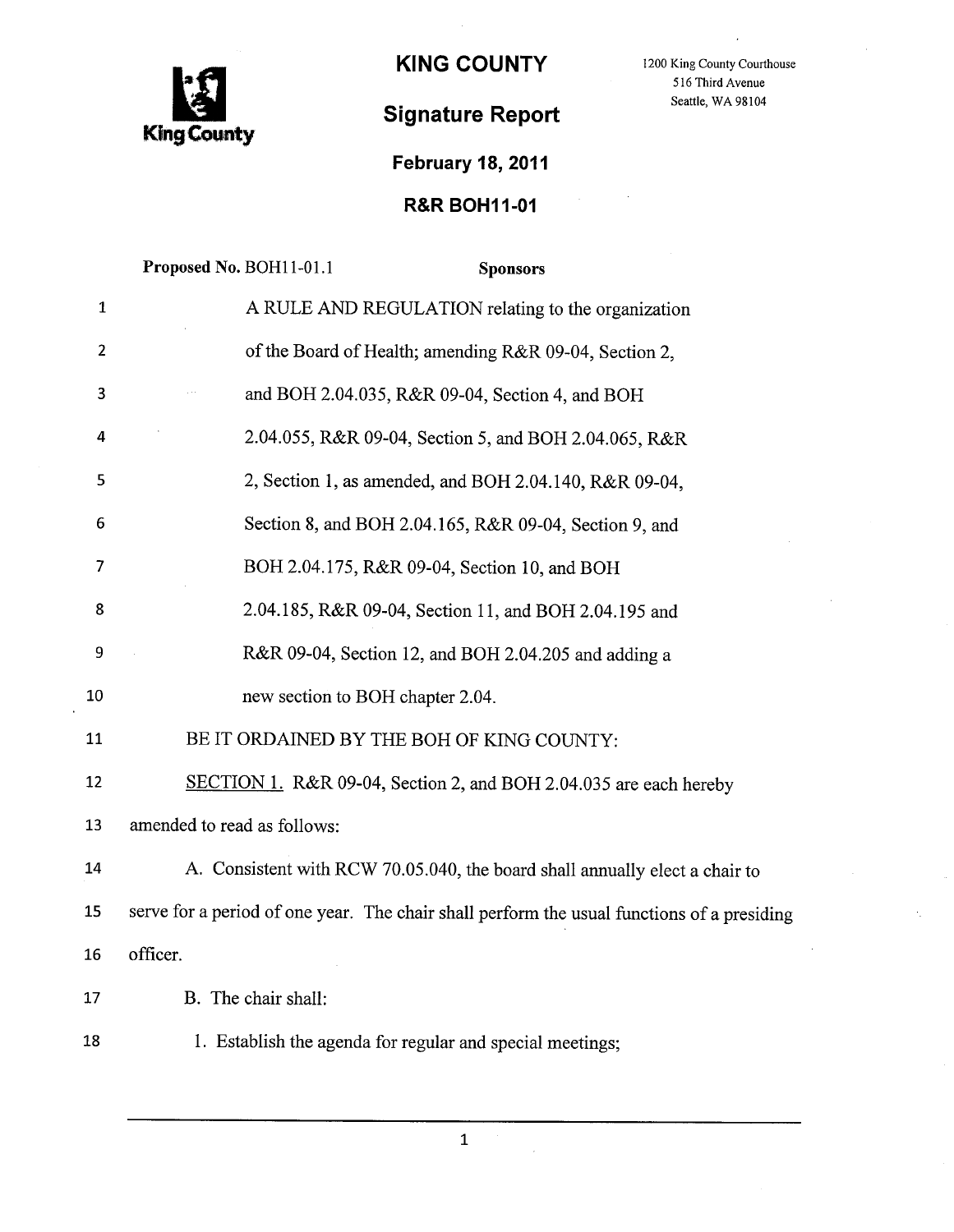# KING COUNTY

King County

1200 King County Courthouse
516 Third Avenue
Seattle, WA 98104

## Signature Report

**February 18, 2011**

**R&R BOH11-01**

**Proposed No.** BOH11-01.1 **Sponsors**

A RULE AND REGULATION relating to the organization of the Board of Health; amending R&R 09-04, Section 2, and BOH 2.04.035, R&R 09-04, Section 4, and BOH 2.04.055, R&R 09-04, Section 5, and BOH 2.04.065, R&R 2, Section 1, as amended, and BOH 2.04.140, R&R 09-04, Section 8, and BOH 2.04.165, R&R 09-04, Section 9, and BOH 2.04.175, R&R 09-04, Section 10, and BOH 2.04.185, R&R 09-04, Section 11, and BOH 2.04.195 and R&R 09-04, Section 12, and BOH 2.04.205 and adding a new section to BOH chapter 2.04.

BE IT ORDAINED BY THE BOH OF KING COUNTY:

<u>SECTION 1.</u> R&R 09-04, Section 2, and BOH 2.04.035 are each hereby amended to read as follows:

A. Consistent with RCW 70.05.040, the board shall annually elect a chair to serve for a period of one year. The chair shall perform the usual functions of a presiding officer.

B. The chair shall:

1. Establish the agenda for regular and special meetings;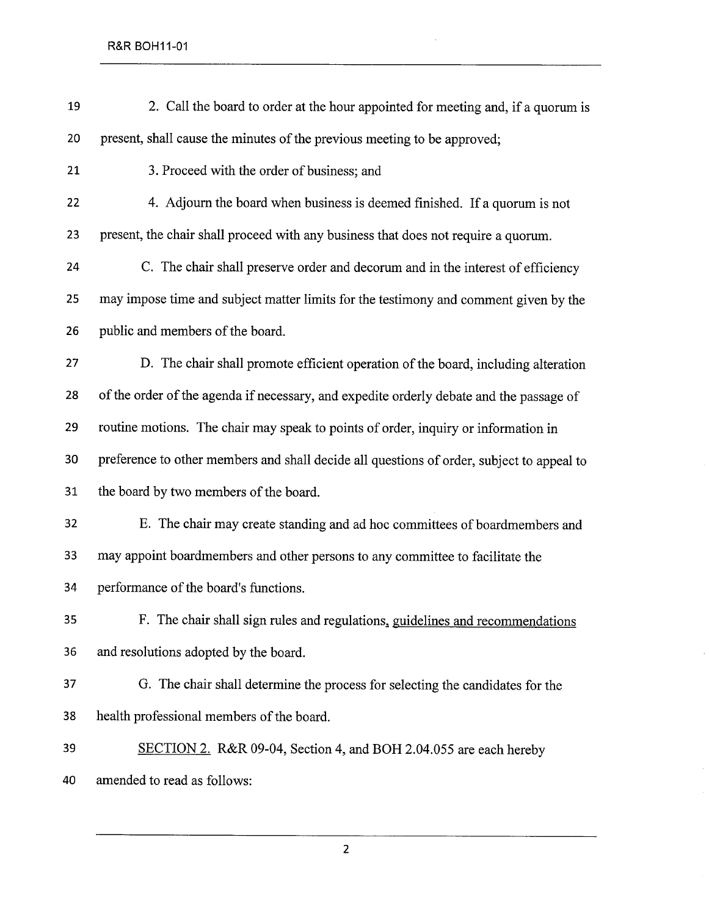2. Call the board to order at the hour appointed for meeting and, if a quorum is present, shall cause the minutes of the previous meeting to be approved;

3. Proceed with the order of business; and

4. Adjourn the board when business is deemed finished. If a quorum is not present, the chair shall proceed with any business that does not require a quorum.

C. The chair shall preserve order and decorum and in the interest of efficiency may impose time and subject matter limits for the testimony and comment given by the public and members of the board.

D. The chair shall promote efficient operation of the board, including alteration of the order of the agenda if necessary, and expedite orderly debate and the passage of routine motions. The chair may speak to points of order, inquiry or information in preference to other members and shall decide all questions of order, subject to appeal to the board by two members of the board.

E. The chair may create standing and ad hoc committees of boardmembers and may appoint boardmembers and other persons to any committee to facilitate the performance of the board's functions.

F. The chair shall sign rules and regulations, <u>guidelines and recommendations</u> and resolutions adopted by the board.

G. The chair shall determine the process for selecting the candidates for the health professional members of the board.

<u>SECTION 2.</u> R&R 09-04, Section 4, and BOH 2.04.055 are each hereby amended to read as follows: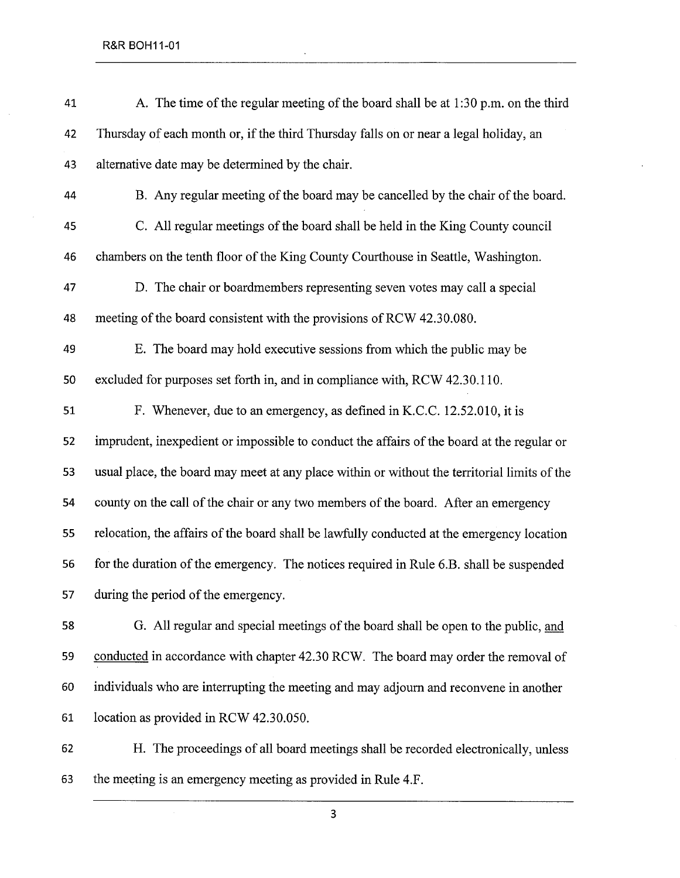A. The time of the regular meeting of the board shall be at 1:30 p.m. on the third Thursday of each month or, if the third Thursday falls on or near a legal holiday, an alternative date may be determined by the chair.

B. Any regular meeting of the board may be cancelled by the chair of the board.

C. All regular meetings of the board shall be held in the King County council chambers on the tenth floor of the King County Courthouse in Seattle, Washington.

D. The chair or boardmembers representing seven votes may call a special meeting of the board consistent with the provisions of RCW 42.30.080.

E. The board may hold executive sessions from which the public may be excluded for purposes set forth in, and in compliance with, RCW 42.30.110.

F. Whenever, due to an emergency, as defined in K.C.C. 12.52.010, it is imprudent, inexpedient or impossible to conduct the affairs of the board at the regular or usual place, the board may meet at any place within or without the territorial limits of the county on the call of the chair or any two members of the board. After an emergency relocation, the affairs of the board shall be lawfully conducted at the emergency location for the duration of the emergency. The notices required in Rule 6.B. shall be suspended during the period of the emergency.

G. All regular and special meetings of the board shall be open to the public, <u>and conducted</u> in accordance with chapter 42.30 RCW. The board may order the removal of individuals who are interrupting the meeting and may adjourn and reconvene in another location as provided in RCW 42.30.050.

H. The proceedings of all board meetings shall be recorded electronically, unless the meeting is an emergency meeting as provided in Rule 4.F.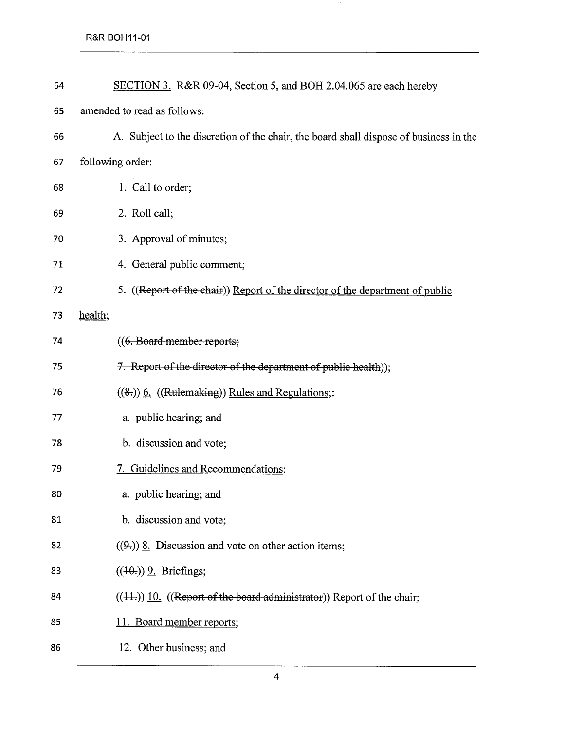<u>SECTION 3.</u> R&R 09-04, Section 5, and BOH 2.04.065 are each hereby amended to read as follows:

A. Subject to the discretion of the chair, the board shall dispose of business in the following order:

1. Call to order;

2. Roll call;

3. Approval of minutes;

4. General public comment;

5. ((~~Report of the chair~~)) <u>Report of the director of the department of public health;</u>

((~~6. Board member reports;~~

~~7. Report of the director of the department of public health~~));

((~~8.~~)) <u>6.</u> ((~~Rulemaking~~)) <u>Rules and Regulations</u>;:

a. public hearing; and

b. discussion and vote;

<u>7. Guidelines and Recommendations</u>:

a. public hearing; and

b. discussion and vote;

((~~9.~~)) <u>8.</u> Discussion and vote on other action items;

((~~10.~~)) <u>9.</u> Briefings;

((~~11.~~)) <u>10.</u> ((~~Report of the board administrator~~)) <u>Report of the chair;</u>

<u>11. Board member reports;</u>

12. Other business; and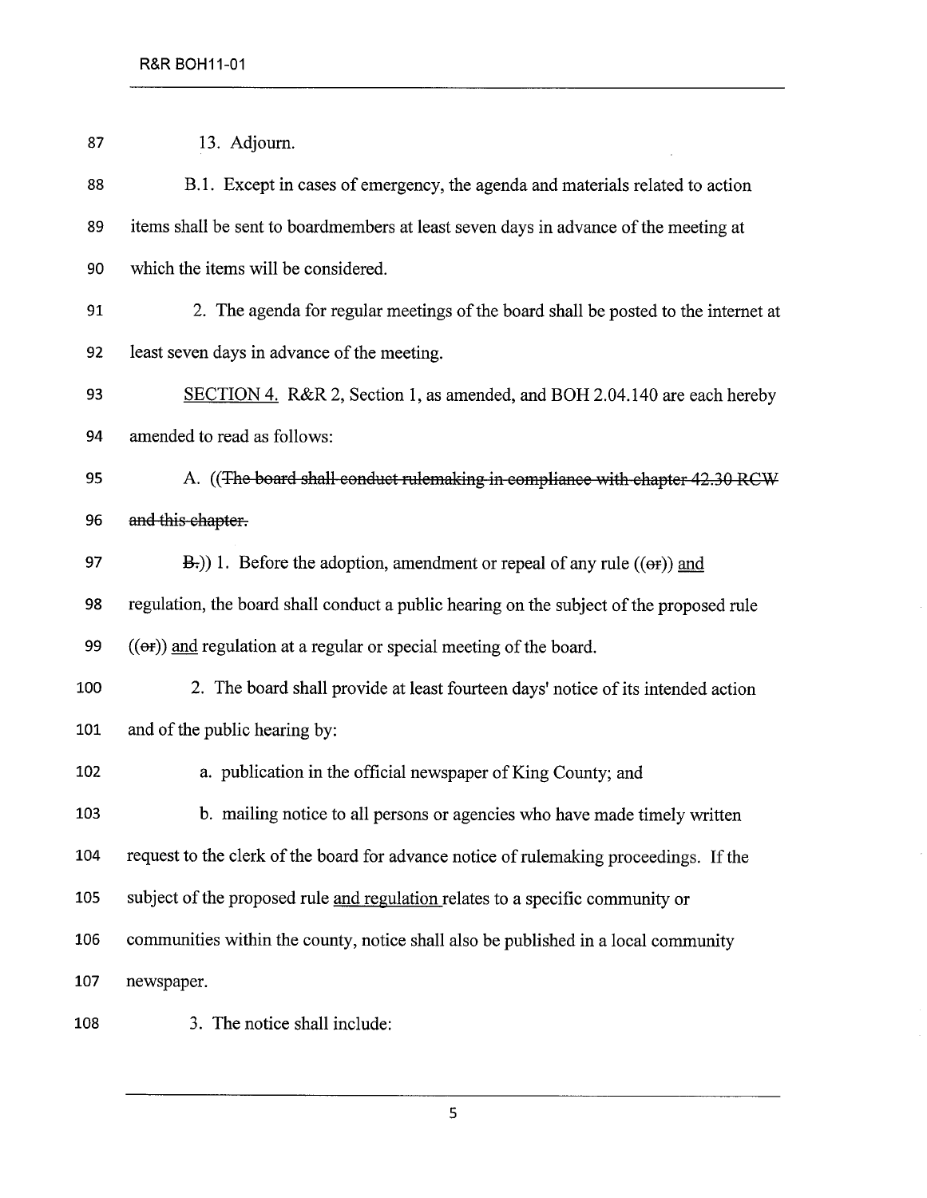13. Adjourn.

B.1. Except in cases of emergency, the agenda and materials related to action items shall be sent to boardmembers at least seven days in advance of the meeting at which the items will be considered.

2. The agenda for regular meetings of the board shall be posted to the internet at least seven days in advance of the meeting.

<u>SECTION 4.</u> R&R 2, Section 1, as amended, and BOH 2.04.140 are each hereby amended to read as follows:

A. ((~~The board shall conduct rulemaking in compliance with chapter 42.30 RCW and this chapter.~~

~~B.~~)) 1. Before the adoption, amendment or repeal of any rule ((~~or~~)) <u>and</u> regulation, the board shall conduct a public hearing on the subject of the proposed rule ((~~or~~)) <u>and</u> regulation at a regular or special meeting of the board.

2. The board shall provide at least fourteen days' notice of its intended action and of the public hearing by:

a. publication in the official newspaper of King County; and

b. mailing notice to all persons or agencies who have made timely written request to the clerk of the board for advance notice of rulemaking proceedings. If the subject of the proposed rule <u>and regulation</u> relates to a specific community or communities within the county, notice shall also be published in a local community newspaper.

3. The notice shall include: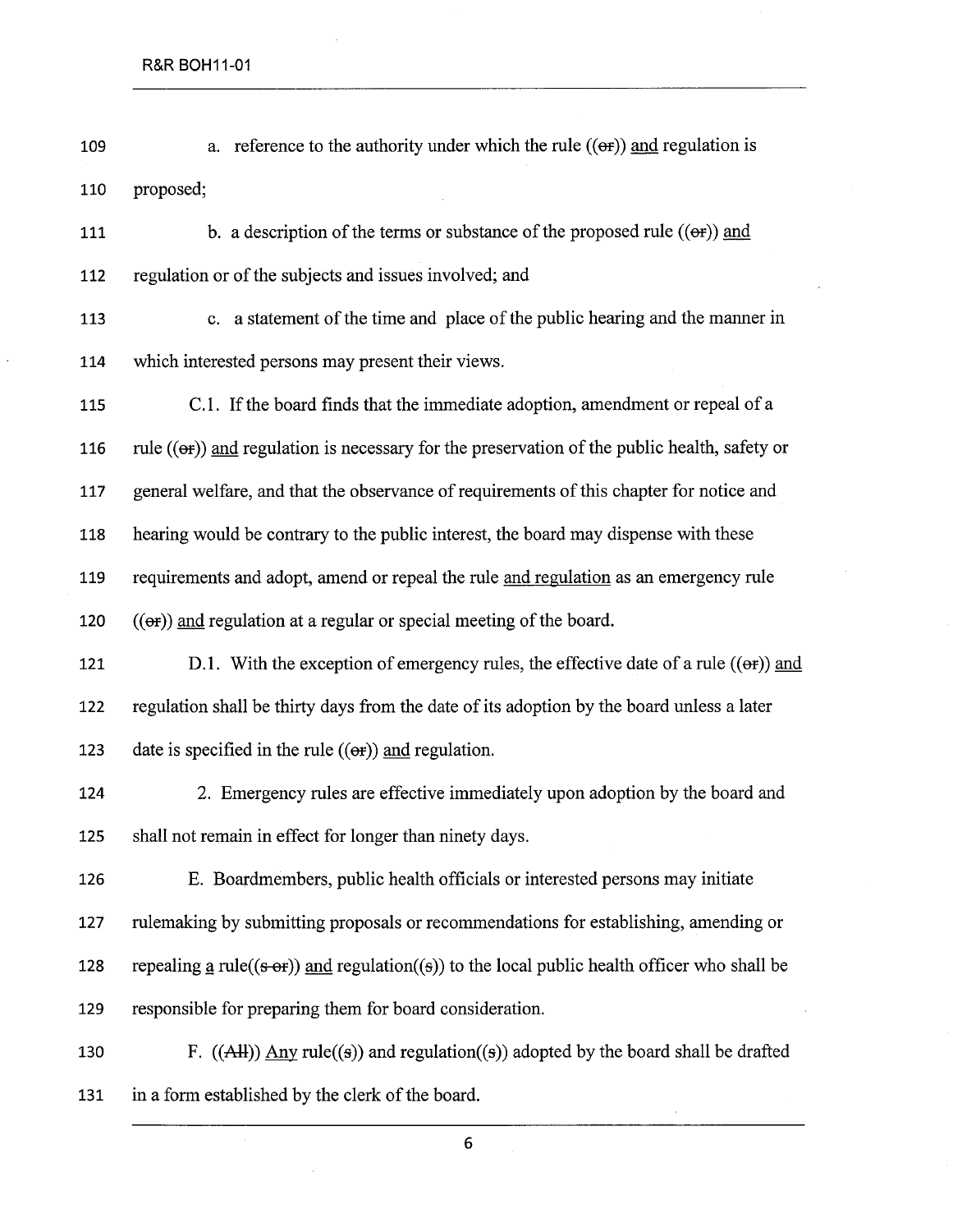a. reference to the authority under which the rule ((~~or~~)) <u>and</u> regulation is proposed;

b. a description of the terms or substance of the proposed rule ((~~or~~)) <u>and</u> regulation or of the subjects and issues involved; and

c. a statement of the time and place of the public hearing and the manner in which interested persons may present their views.

C.1. If the board finds that the immediate adoption, amendment or repeal of a rule ((~~or~~)) <u>and</u> regulation is necessary for the preservation of the public health, safety or general welfare, and that the observance of requirements of this chapter for notice and hearing would be contrary to the public interest, the board may dispense with these requirements and adopt, amend or repeal the rule <u>and regulation</u> as an emergency rule ((~~or~~)) <u>and</u> regulation at a regular or special meeting of the board.

D.1. With the exception of emergency rules, the effective date of a rule ((~~or~~)) <u>and</u> regulation shall be thirty days from the date of its adoption by the board unless a later date is specified in the rule ((~~or~~)) <u>and</u> regulation.

2. Emergency rules are effective immediately upon adoption by the board and shall not remain in effect for longer than ninety days.

E. Boardmembers, public health officials or interested persons may initiate rulemaking by submitting proposals or recommendations for establishing, amending or repealing <u>a</u> rule((~~s or~~)) <u>and</u> regulation((~~s~~)) to the local public health officer who shall be responsible for preparing them for board consideration.

F. ((~~All~~)) <u>Any</u> rule((~~s~~)) and regulation((~~s~~)) adopted by the board shall be drafted in a form established by the clerk of the board.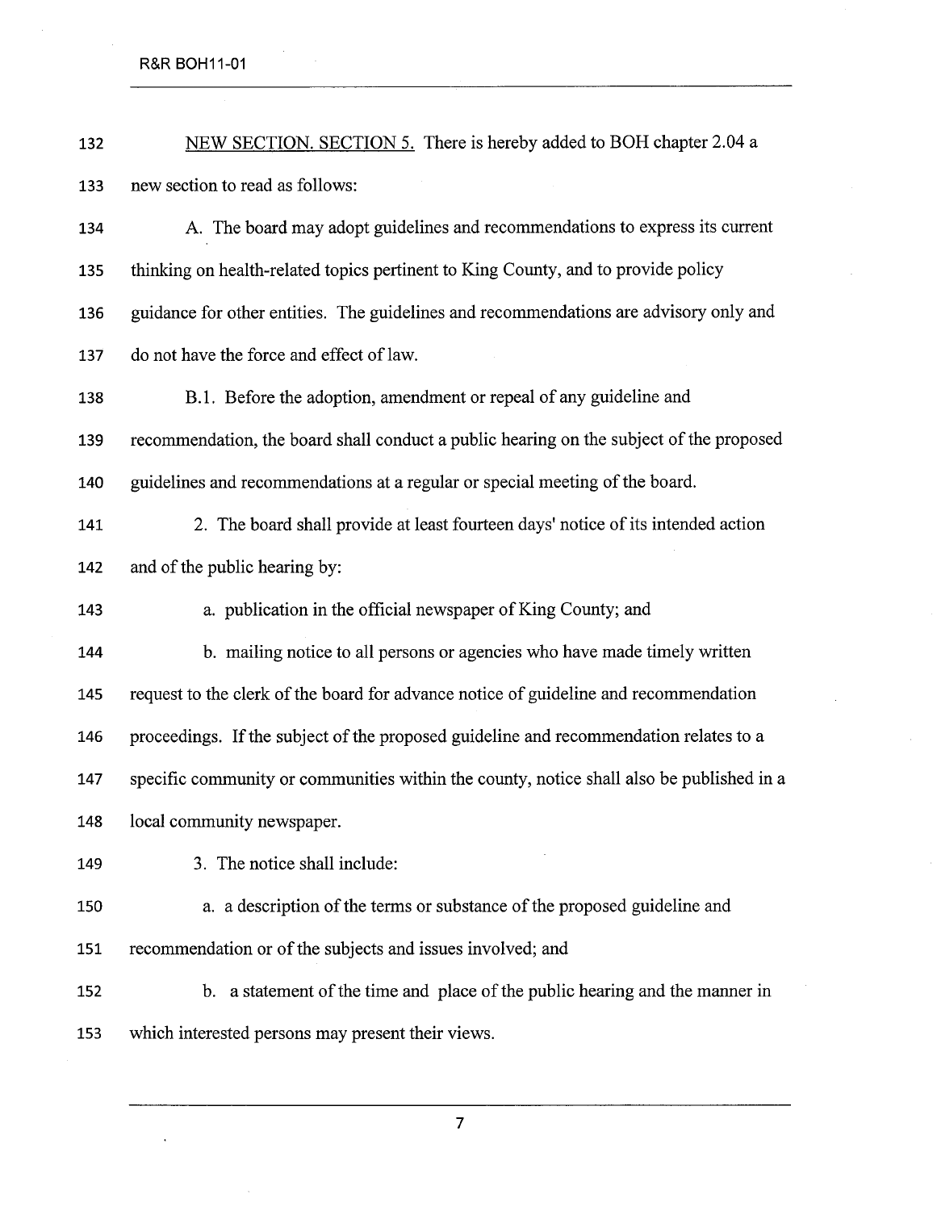<u>NEW SECTION. SECTION 5.</u> There is hereby added to BOH chapter 2.04 a new section to read as follows:

A. The board may adopt guidelines and recommendations to express its current thinking on health-related topics pertinent to King County, and to provide policy guidance for other entities. The guidelines and recommendations are advisory only and do not have the force and effect of law.

B.1. Before the adoption, amendment or repeal of any guideline and recommendation, the board shall conduct a public hearing on the subject of the proposed guidelines and recommendations at a regular or special meeting of the board.

2. The board shall provide at least fourteen days' notice of its intended action and of the public hearing by:

a. publication in the official newspaper of King County; and

b. mailing notice to all persons or agencies who have made timely written request to the clerk of the board for advance notice of guideline and recommendation proceedings. If the subject of the proposed guideline and recommendation relates to a specific community or communities within the county, notice shall also be published in a local community newspaper.

3. The notice shall include:

a. a description of the terms or substance of the proposed guideline and recommendation or of the subjects and issues involved; and

b. a statement of the time and place of the public hearing and the manner in which interested persons may present their views.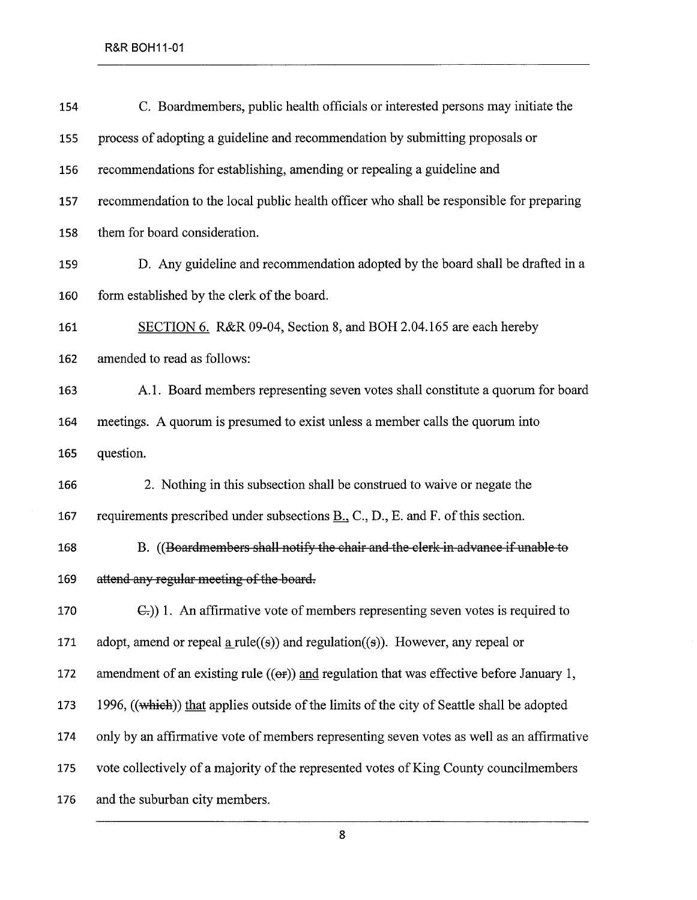C. Boardmembers, public health officials or interested persons may initiate the process of adopting a guideline and recommendation by submitting proposals or recommendations for establishing, amending or repealing a guideline and recommendation to the local public health officer who shall be responsible for preparing them for board consideration.

D. Any guideline and recommendation adopted by the board shall be drafted in a form established by the clerk of the board.

<u>SECTION 6.</u> R&R 09-04, Section 8, and BOH 2.04.165 are each hereby amended to read as follows:

A.1. Board members representing seven votes shall constitute a quorum for board meetings. A quorum is presumed to exist unless a member calls the quorum into question.

2. Nothing in this subsection shall be construed to waive or negate the requirements prescribed under subsections <u>B.,</u> C., D., E. and F. of this section.

B. ((~~Boardmembers shall notify the chair and the clerk in advance if unable to attend any regular meeting of the board.~~

~~C.~~)) 1. An affirmative vote of members representing seven votes is required to adopt, amend or repeal <u>a</u> rule((~~s~~)) and regulation((~~s~~)). However, any repeal or amendment of an existing rule ((~~or~~)) <u>and</u> regulation that was effective before January 1, 1996, ((~~which~~)) <u>that</u> applies outside of the limits of the city of Seattle shall be adopted only by an affirmative vote of members representing seven votes as well as an affirmative vote collectively of a majority of the represented votes of King County councilmembers and the suburban city members.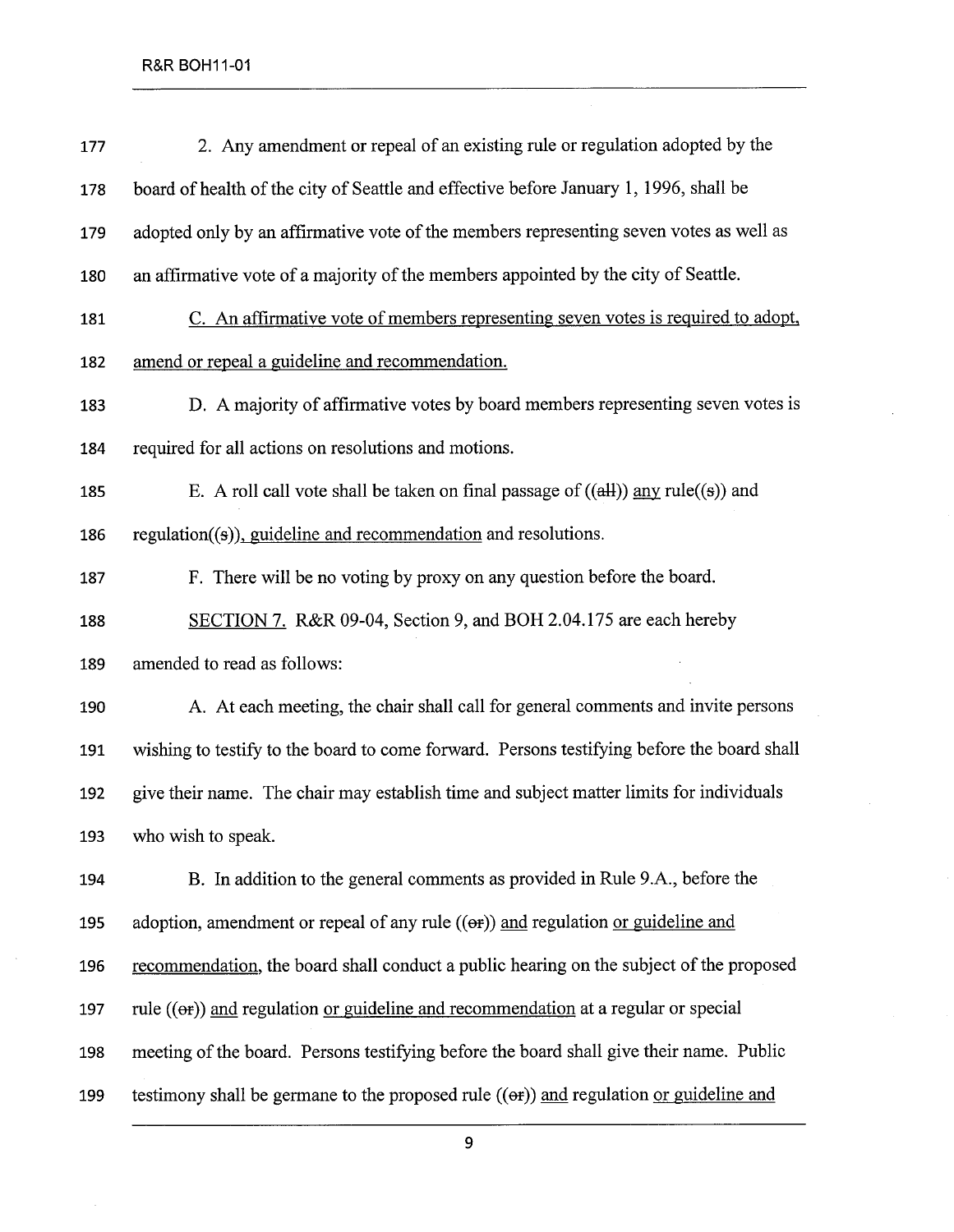2. Any amendment or repeal of an existing rule or regulation adopted by the board of health of the city of Seattle and effective before January 1, 1996, shall be adopted only by an affirmative vote of the members representing seven votes as well as an affirmative vote of a majority of the members appointed by the city of Seattle.

C. An affirmative vote of members representing seven votes is required to adopt, amend or repeal a guideline and recommendation.

D. A majority of affirmative votes by board members representing seven votes is required for all actions on resolutions and motions.

E. A roll call vote shall be taken on final passage of ((~~all~~)) any rule((~~s~~)) and regulation((~~s~~)), guideline and recommendation and resolutions.

F. There will be no voting by proxy on any question before the board.

SECTION 7. R&R 09-04, Section 9, and BOH 2.04.175 are each hereby amended to read as follows:

A. At each meeting, the chair shall call for general comments and invite persons wishing to testify to the board to come forward. Persons testifying before the board shall give their name. The chair may establish time and subject matter limits for individuals who wish to speak.

B. In addition to the general comments as provided in Rule 9.A., before the adoption, amendment or repeal of any rule ((~~or~~)) and regulation or guideline and recommendation, the board shall conduct a public hearing on the subject of the proposed rule ((~~or~~)) and regulation or guideline and recommendation at a regular or special meeting of the board. Persons testifying before the board shall give their name. Public testimony shall be germane to the proposed rule ((~~or~~)) and regulation or guideline and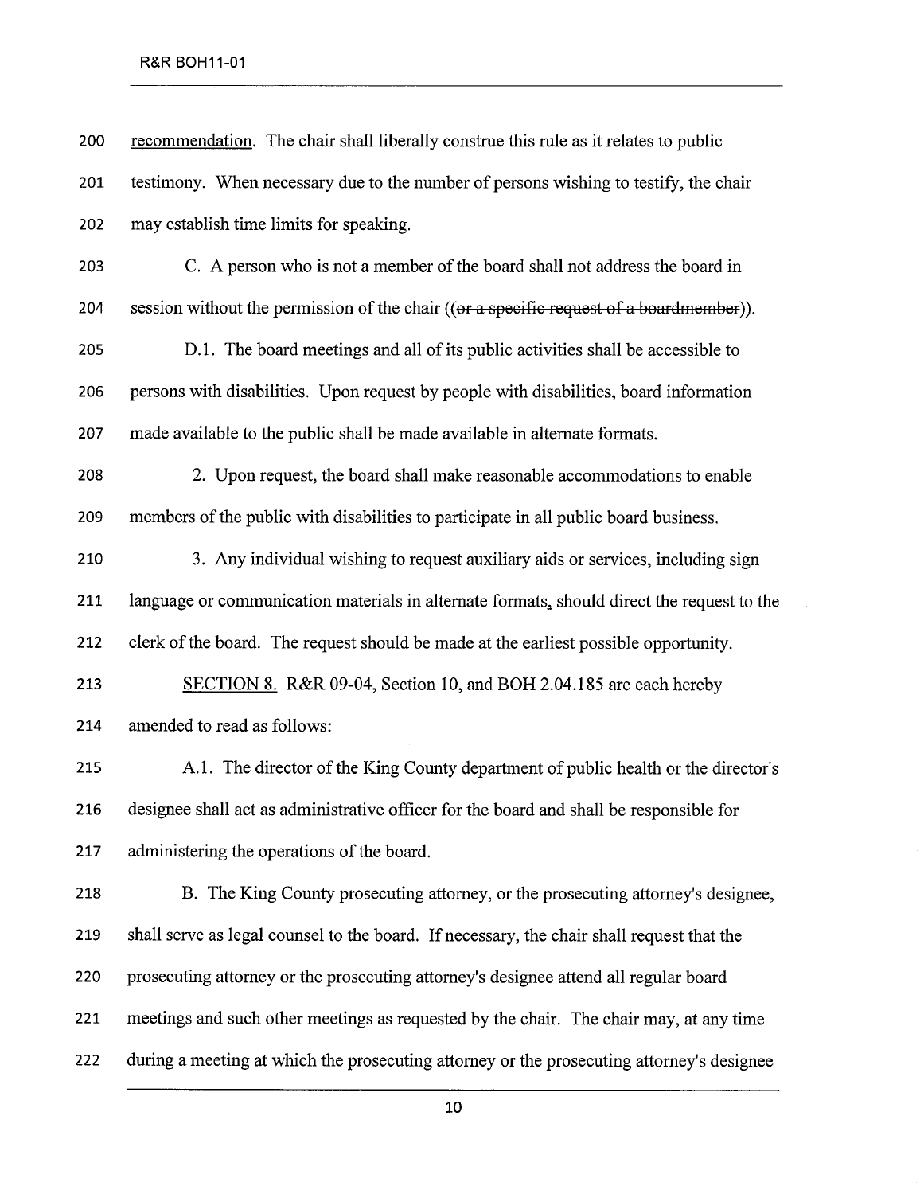recommendation. The chair shall liberally construe this rule as it relates to public testimony. When necessary due to the number of persons wishing to testify, the chair may establish time limits for speaking.

C. A person who is not a member of the board shall not address the board in session without the permission of the chair ((~~or a specific request of a boardmember~~)).

D.1. The board meetings and all of its public activities shall be accessible to persons with disabilities. Upon request by people with disabilities, board information made available to the public shall be made available in alternate formats.

2. Upon request, the board shall make reasonable accommodations to enable members of the public with disabilities to participate in all public board business.

3. Any individual wishing to request auxiliary aids or services, including sign language or communication materials in alternate formats, should direct the request to the clerk of the board. The request should be made at the earliest possible opportunity.

SECTION 8. R&R 09-04, Section 10, and BOH 2.04.185 are each hereby amended to read as follows:

A.1. The director of the King County department of public health or the director's designee shall act as administrative officer for the board and shall be responsible for administering the operations of the board.

B. The King County prosecuting attorney, or the prosecuting attorney's designee, shall serve as legal counsel to the board. If necessary, the chair shall request that the prosecuting attorney or the prosecuting attorney's designee attend all regular board meetings and such other meetings as requested by the chair. The chair may, at any time during a meeting at which the prosecuting attorney or the prosecuting attorney's designee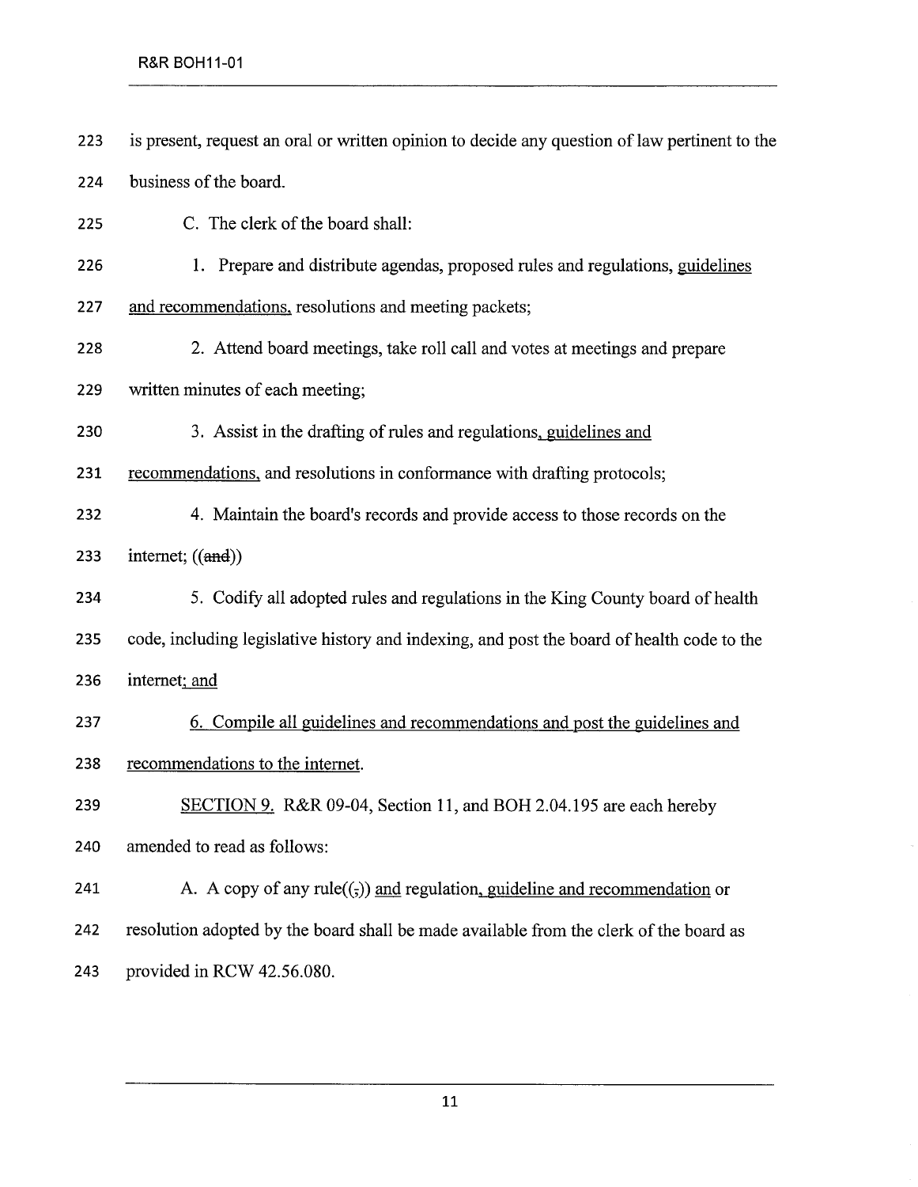is present, request an oral or written opinion to decide any question of law pertinent to the business of the board.

C. The clerk of the board shall:

1. Prepare and distribute agendas, proposed rules and regulations, <u>guidelines and recommendations,</u> resolutions and meeting packets;

2. Attend board meetings, take roll call and votes at meetings and prepare written minutes of each meeting;

3. Assist in the drafting of rules and regulations<u>, guidelines and recommendations,</u> and resolutions in conformance with drafting protocols;

4. Maintain the board's records and provide access to those records on the internet; ((~~and~~))

5. Codify all adopted rules and regulations in the King County board of health code, including legislative history and indexing, and post the board of health code to the internet<u>; and</u>

<u>6. Compile all guidelines and recommendations and post the guidelines and recommendations to the internet.</u>

<u>SECTION 9.</u> R&R 09-04, Section 11, and BOH 2.04.195 are each hereby amended to read as follows:

A. A copy of any rule((~~,~~)) <u>and</u> regulation<u>, guideline and recommendation</u> or resolution adopted by the board shall be made available from the clerk of the board as provided in RCW 42.56.080.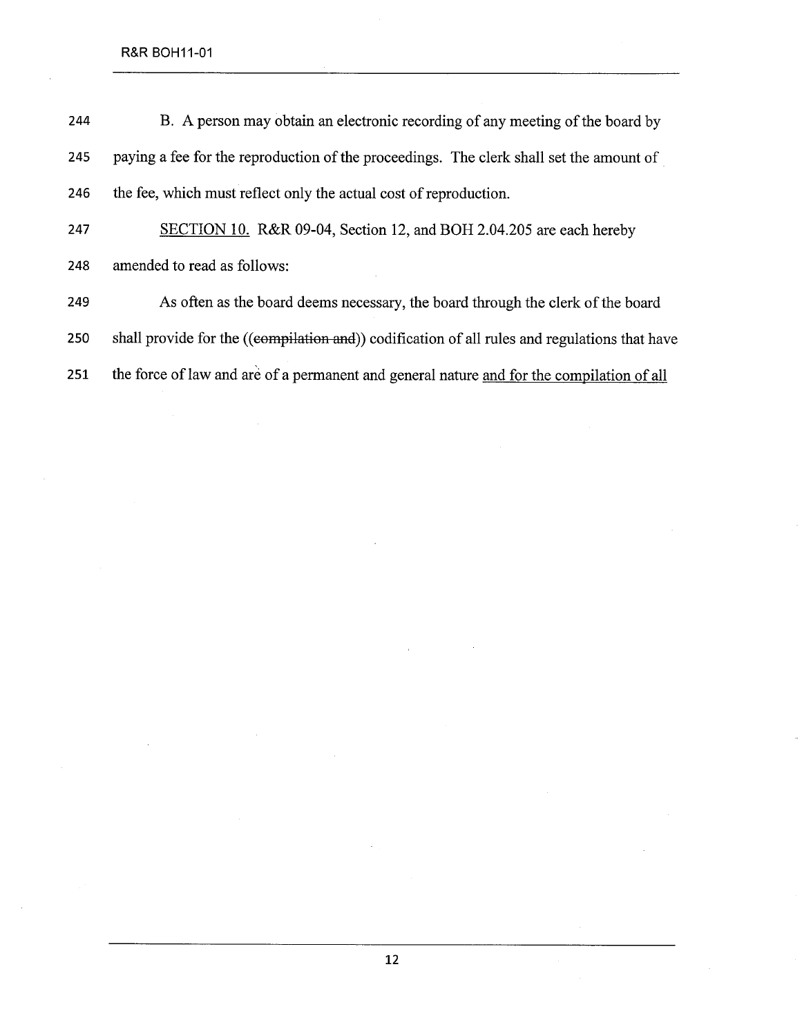244 B. A person may obtain an electronic recording of any meeting of the board by

245 paying a fee for the reproduction of the proceedings. The clerk shall set the amount of

246 the fee, which must reflect only the actual cost of reproduction.

247 <u>SECTION 10.</u> R&R 09-04, Section 12, and BOH 2.04.205 are each hereby

248 amended to read as follows:

249 As often as the board deems necessary, the board through the clerk of the board

250 shall provide for the ((~~compilation and~~)) codification of all rules and regulations that have

251 the force of law and are of a permanent and general nature <u>and for the compilation of all</u>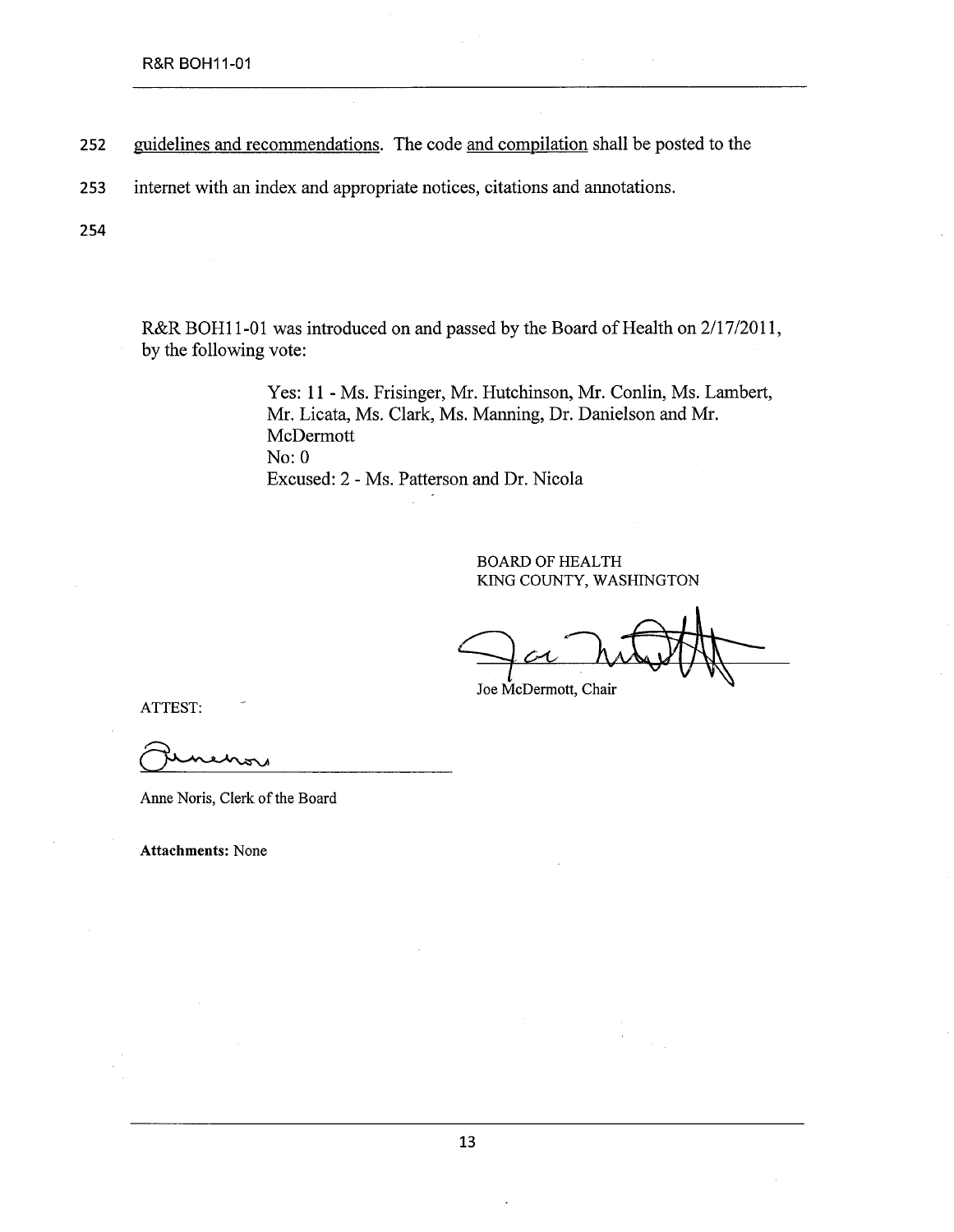252 <u>guidelines and recommendations</u>. The code <u>and compilation</u> shall be posted to the

253 internet with an index and appropriate notices, citations and annotations.

254

R&R BOH11-01 was introduced on and passed by the Board of Health on 2/17/2011, by the following vote:

> Yes: 11 - Ms. Frisinger, Mr. Hutchinson, Mr. Conlin, Ms. Lambert, Mr. Licata, Ms. Clark, Ms. Manning, Dr. Danielson and Mr. McDermott
> No: 0
> Excused: 2 - Ms. Patterson and Dr. Nicola

BOARD OF HEALTH
KING COUNTY, WASHINGTON

Joe McDermott, Chair

ATTEST:

Anne Noris, Clerk of the Board

**Attachments:** None